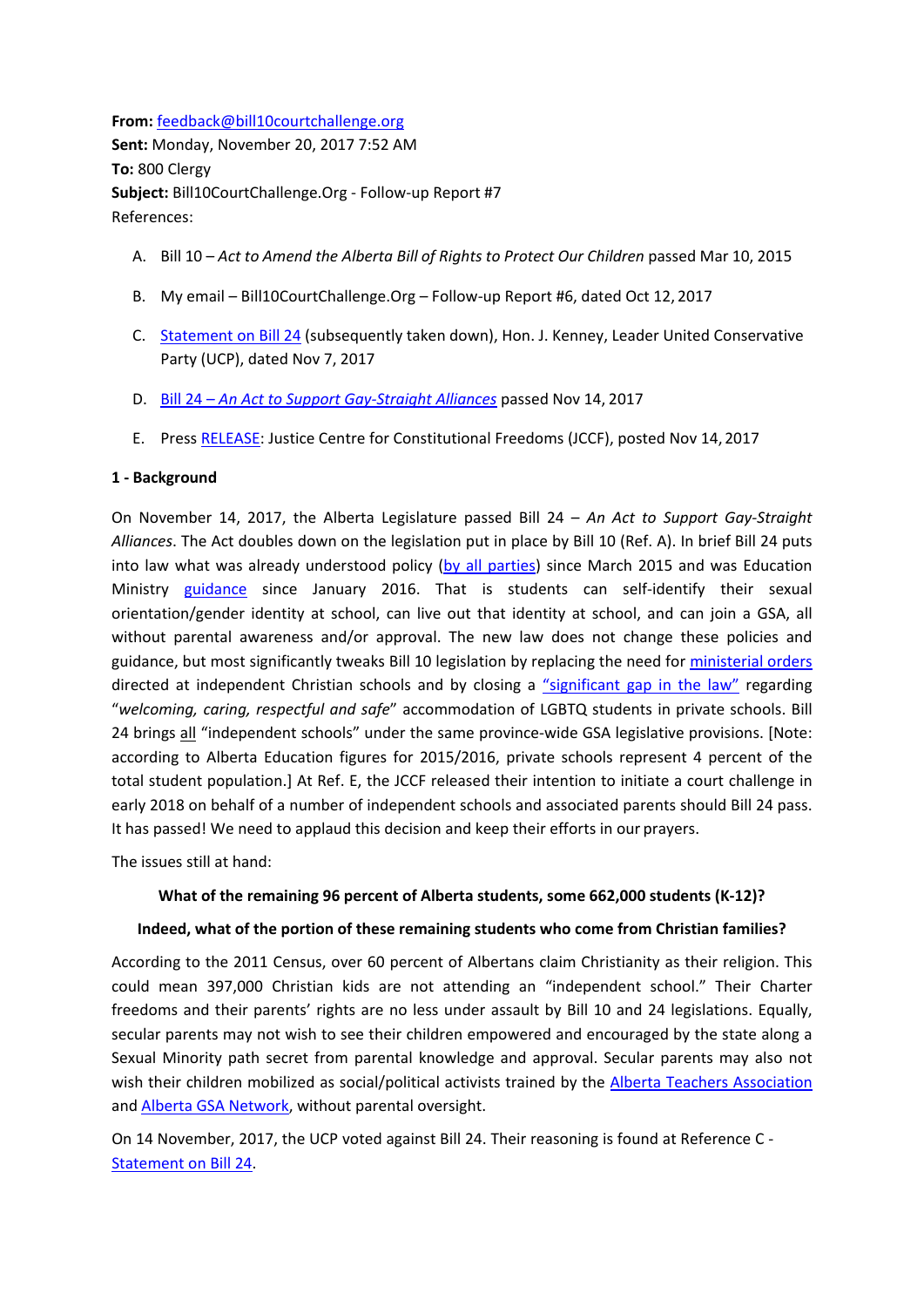**From:** feedback@bill10courtchallenge.org
**Sent:** Monday, November 20, 2017 7:52 AM
**To:** 800 Clergy
**Subject:** Bill10CourtChallenge.Org - Follow-up Report #7
References:

A. Bill 10 – *Act to Amend the Alberta Bill of Rights to Protect Our Children* passed Mar 10, 2015

B. My email – Bill10CourtChallenge.Org – Follow-up Report #6, dated Oct 12, 2017

C. Statement on Bill 24 (subsequently taken down), Hon. J. Kenney, Leader United Conservative Party (UCP), dated Nov 7, 2017

D. *Bill 24 – An Act to Support Gay-Straight Alliances* passed Nov 14, 2017

E. Press RELEASE: Justice Centre for Constitutional Freedoms (JCCF), posted Nov 14, 2017

**1 - Background**

On November 14, 2017, the Alberta Legislature passed Bill 24 – *An Act to Support Gay-Straight Alliances*. The Act doubles down on the legislation put in place by Bill 10 (Ref. A). In brief Bill 24 puts into law what was already understood policy (by all parties) since March 2015 and was Education Ministry guidance since January 2016. That is students can self-identify their sexual orientation/gender identity at school, can live out that identity at school, and can join a GSA, all without parental awareness and/or approval. The new law does not change these policies and guidance, but most significantly tweaks Bill 10 legislation by replacing the need for ministerial orders directed at independent Christian schools and by closing a "significant gap in the law" regarding "*welcoming, caring, respectful and safe*" accommodation of LGBTQ students in private schools. Bill 24 brings all "independent schools" under the same province-wide GSA legislative provisions. [Note: according to Alberta Education figures for 2015/2016, private schools represent 4 percent of the total student population.] At Ref. E, the JCCF released their intention to initiate a court challenge in early 2018 on behalf of a number of independent schools and associated parents should Bill 24 pass. It has passed! We need to applaud this decision and keep their efforts in our prayers.

The issues still at hand:

**What of the remaining 96 percent of Alberta students, some 662,000 students (K-12)?**

**Indeed, what of the portion of these remaining students who come from Christian families?**

According to the 2011 Census, over 60 percent of Albertans claim Christianity as their religion. This could mean 397,000 Christian kids are not attending an "independent school." Their Charter freedoms and their parents' rights are no less under assault by Bill 10 and 24 legislations. Equally, secular parents may not wish to see their children empowered and encouraged by the state along a Sexual Minority path secret from parental knowledge and approval. Secular parents may also not wish their children mobilized as social/political activists trained by the Alberta Teachers Association and Alberta GSA Network, without parental oversight.

On 14 November, 2017, the UCP voted against Bill 24. Their reasoning is found at Reference C - Statement on Bill 24.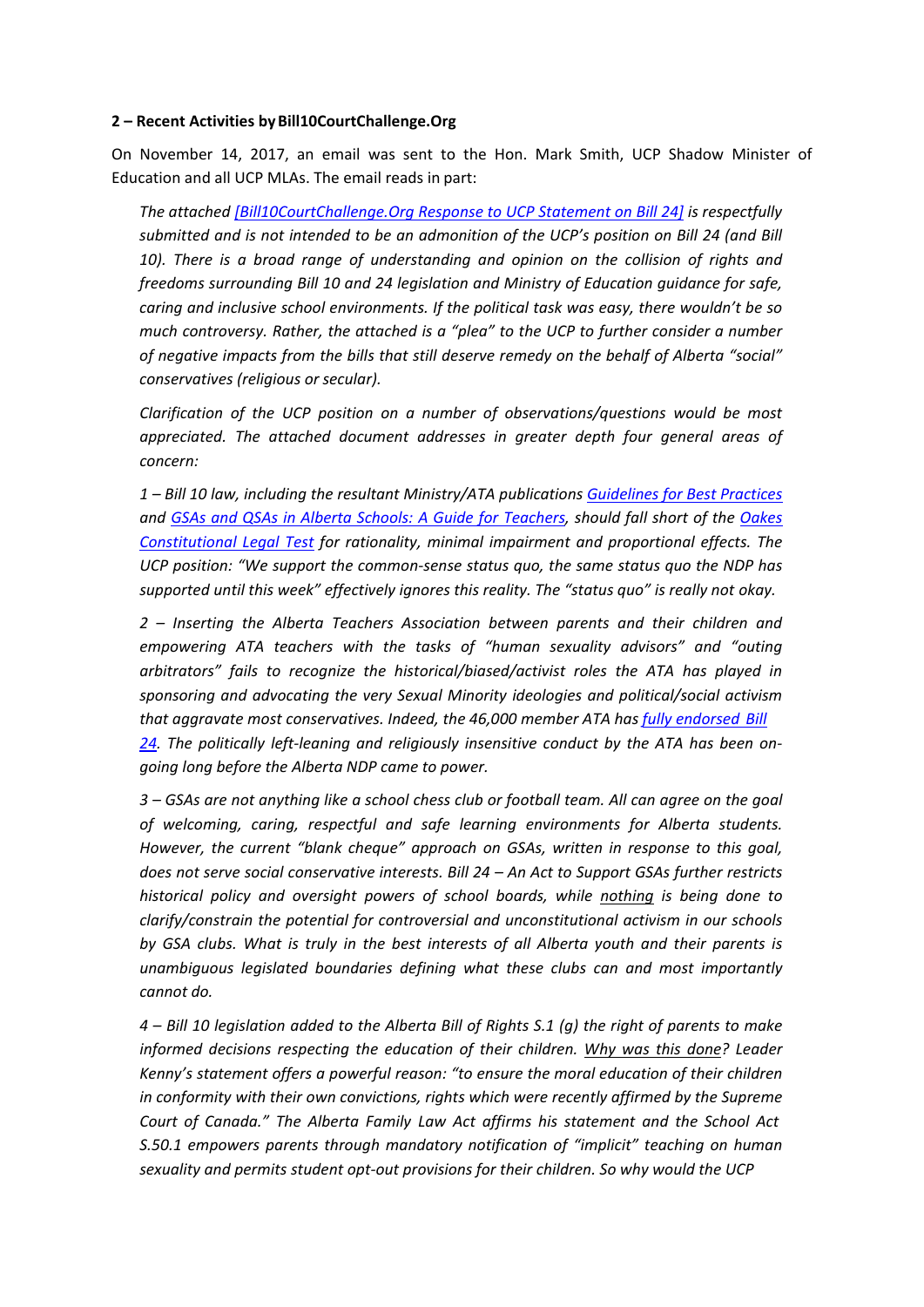**2 – Recent Activities by Bill10CourtChallenge.Org**

On November 14, 2017, an email was sent to the Hon. Mark Smith, UCP Shadow Minister of Education and all UCP MLAs. The email reads in part:

> *The attached [Bill10CourtChallenge.Org Response to UCP Statement on Bill 24] is respectfully submitted and is not intended to be an admonition of the UCP's position on Bill 24 (and Bill 10). There is a broad range of understanding and opinion on the collision of rights and freedoms surrounding Bill 10 and 24 legislation and Ministry of Education guidance for safe, caring and inclusive school environments. If the political task was easy, there wouldn't be so much controversy. Rather, the attached is a "plea" to the UCP to further consider a number of negative impacts from the bills that still deserve remedy on the behalf of Alberta "social" conservatives (religious or secular).*
>
> *Clarification of the UCP position on a number of observations/questions would be most appreciated. The attached document addresses in greater depth four general areas of concern:*
>
> *1 – Bill 10 law, including the resultant Ministry/ATA publications Guidelines for Best Practices and GSAs and QSAs in Alberta Schools: A Guide for Teachers, should fall short of the Oakes Constitutional Legal Test for rationality, minimal impairment and proportional effects. The UCP position: "We support the common-sense status quo, the same status quo the NDP has supported until this week" effectively ignores this reality. The "status quo" is really not okay.*
>
> *2 – Inserting the Alberta Teachers Association between parents and their children and empowering ATA teachers with the tasks of "human sexuality advisors" and "outing arbitrators" fails to recognize the historical/biased/activist roles the ATA has played in sponsoring and advocating the very Sexual Minority ideologies and political/social activism that aggravate most conservatives. Indeed, the 46,000 member ATA has fully endorsed Bill 24. The politically left-leaning and religiously insensitive conduct by the ATA has been on-going long before the Alberta NDP came to power.*
>
> *3 – GSAs are not anything like a school chess club or football team. All can agree on the goal of welcoming, caring, respectful and safe learning environments for Alberta students. However, the current "blank cheque" approach on GSAs, written in response to this goal, does not serve social conservative interests. Bill 24 – An Act to Support GSAs further restricts historical policy and oversight powers of school boards, while nothing is being done to clarify/constrain the potential for controversial and unconstitutional activism in our schools by GSA clubs. What is truly in the best interests of all Alberta youth and their parents is unambiguous legislated boundaries defining what these clubs can and most importantly cannot do.*
>
> *4 – Bill 10 legislation added to the Alberta Bill of Rights S.1 (g) the right of parents to make informed decisions respecting the education of their children. Why was this done? Leader Kenny's statement offers a powerful reason: "to ensure the moral education of their children in conformity with their own convictions, rights which were recently affirmed by the Supreme Court of Canada." The Alberta Family Law Act affirms his statement and the School Act S.50.1 empowers parents through mandatory notification of "implicit" teaching on human sexuality and permits student opt-out provisions for their children. So why would the UCP*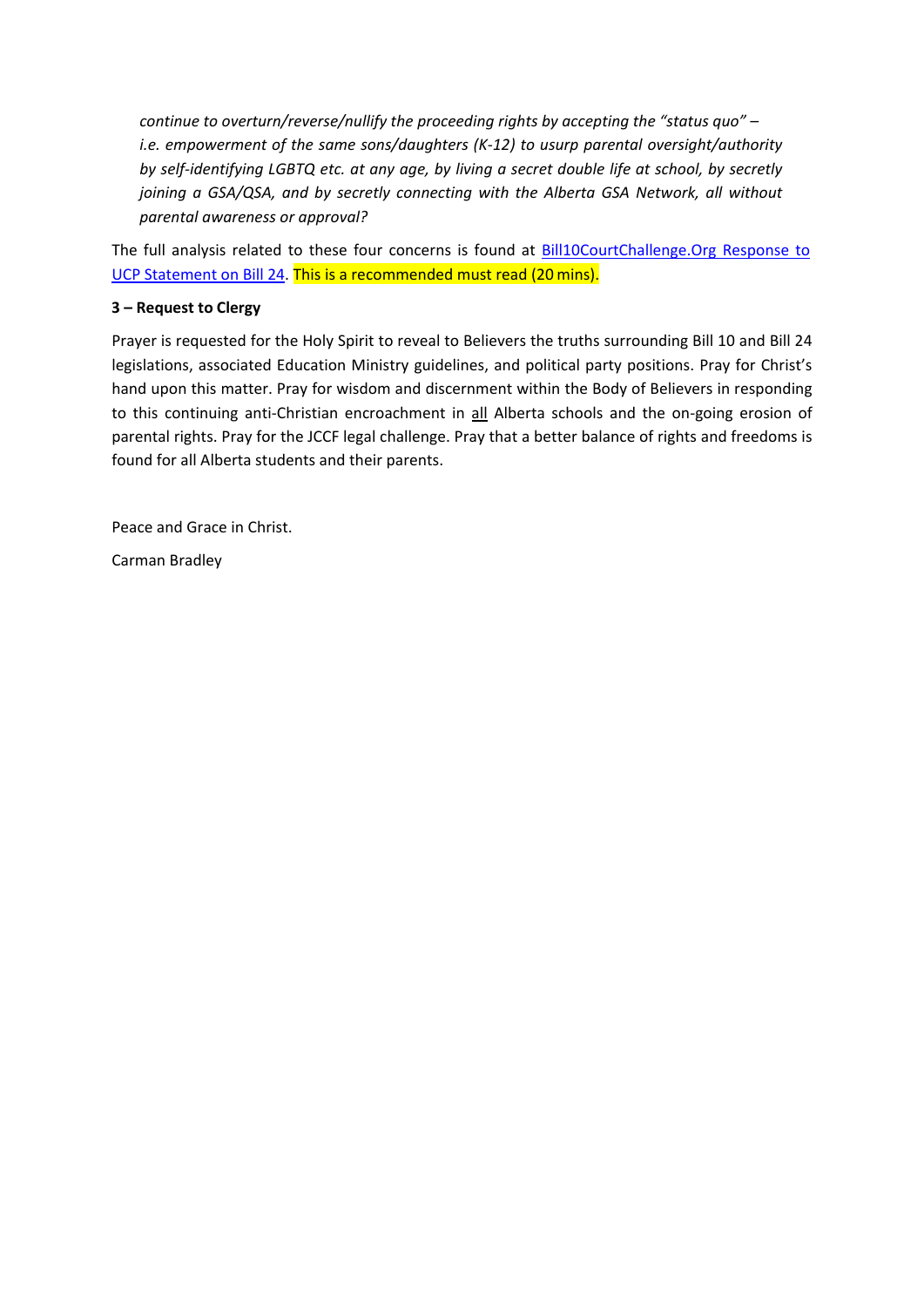*continue to overturn/reverse/nullify the proceeding rights by accepting the "status quo" – i.e. empowerment of the same sons/daughters (K-12) to usurp parental oversight/authority by self-identifying LGBTQ etc. at any age, by living a secret double life at school, by secretly joining a GSA/QSA, and by secretly connecting with the Alberta GSA Network, all without parental awareness or approval?*

The full analysis related to these four concerns is found at Bill10CourtChallenge.Org Response to UCP Statement on Bill 24. This is a recommended must read (20 mins).

**3 – Request to Clergy**

Prayer is requested for the Holy Spirit to reveal to Believers the truths surrounding Bill 10 and Bill 24 legislations, associated Education Ministry guidelines, and political party positions. Pray for Christ's hand upon this matter. Pray for wisdom and discernment within the Body of Believers in responding to this continuing anti-Christian encroachment in all Alberta schools and the on-going erosion of parental rights. Pray for the JCCF legal challenge. Pray that a better balance of rights and freedoms is found for all Alberta students and their parents.

Peace and Grace in Christ.

Carman Bradley